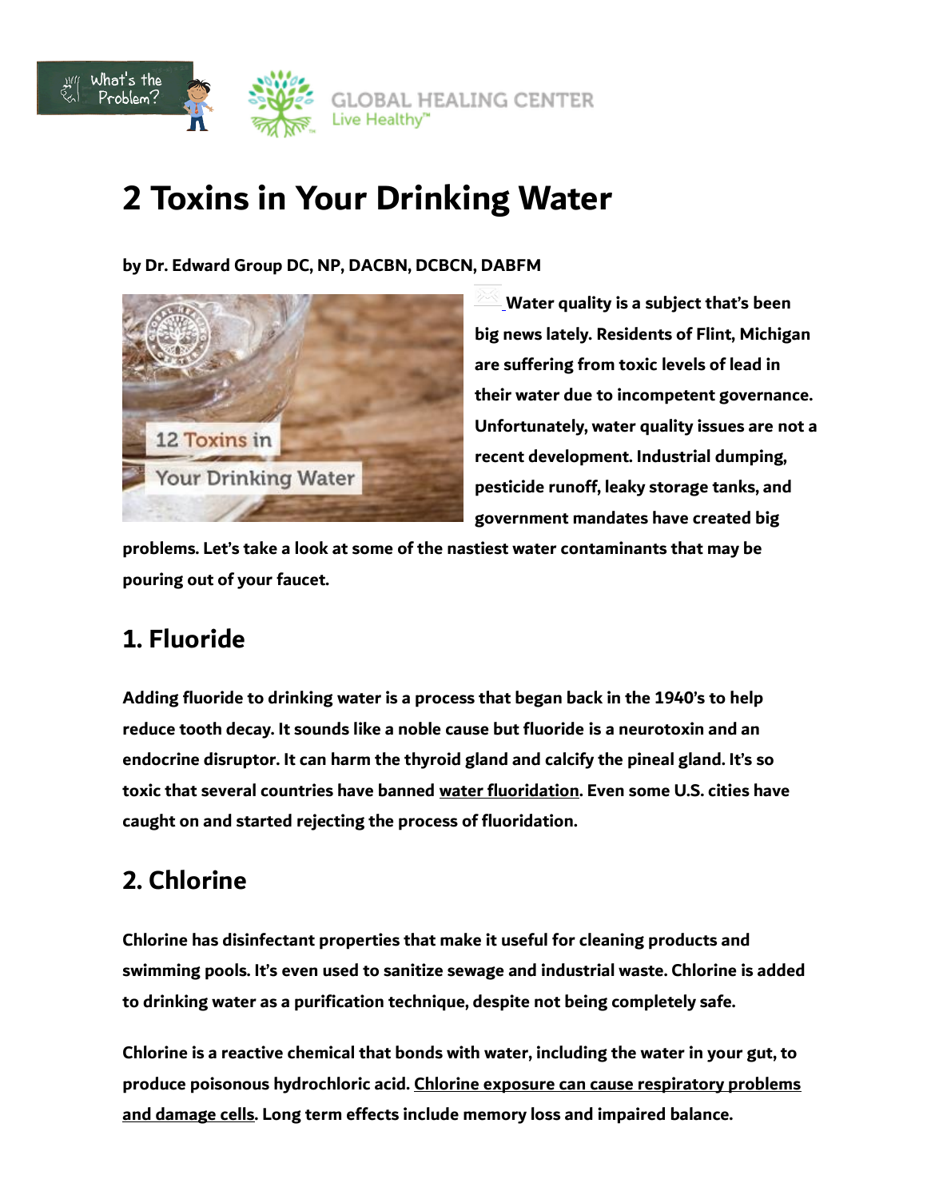# 2 Toxins in Your Drinking Water

**by Dr. Edward Group DC, NP, DACBN, DCBCN, DABFM**

**Water quality is a subject that's been big news lately. Residents of Flint, Michigan are suffering from toxic levels of lead in their water due to incompetent governance. Unfortunately, water quality issues are not a recent development. Industrial dumping, pesticide runoff, leaky storage tanks, and government mandates have created big problems. Let's take a look at some of the nastiest water contaminants that may be pouring out of your faucet.**

## 1. Fluoride

**Adding fluoride to drinking water is a process that began back in the 1940's to help reduce tooth decay. It sounds like a noble cause but fluoride is a neurotoxin and an endocrine disruptor. It can harm the thyroid gland and calcify the pineal gland. It's so toxic that several countries have banned water fluoridation. Even some U.S. cities have caught on and started rejecting the process of fluoridation.**

## 2. Chlorine

**Chlorine has disinfectant properties that make it useful for cleaning products and swimming pools. It's even used to sanitize sewage and industrial waste. Chlorine is added to drinking water as a purification technique, despite not being completely safe.**

**Chlorine is a reactive chemical that bonds with water, including the water in your gut, to produce poisonous hydrochloric acid. Chlorine exposure can cause respiratory problems and damage cells. Long term effects include memory loss and impaired balance.**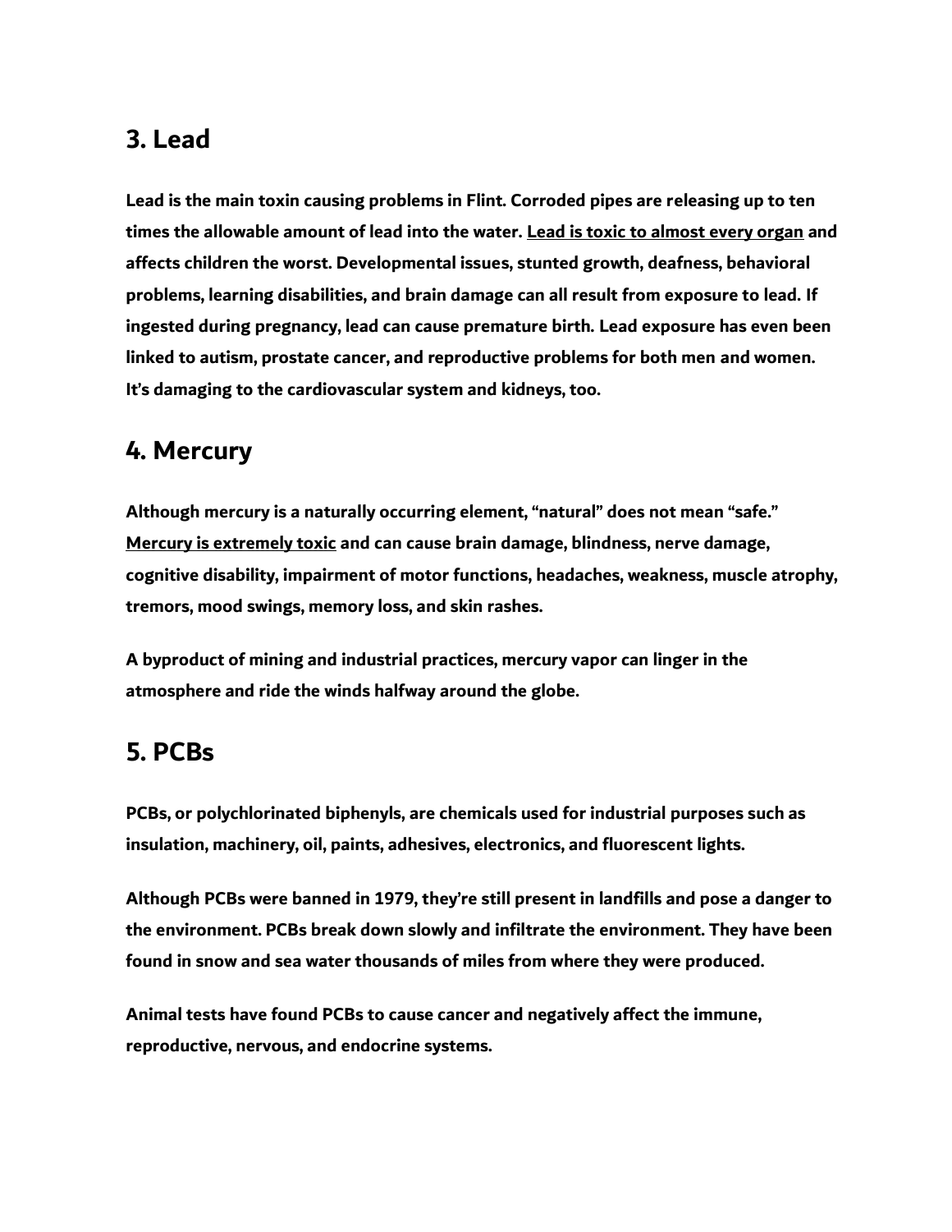## 3. Lead

**Lead is the main toxin causing problems in Flint. Corroded pipes are releasing up to ten times the allowable amount of lead into the water. Lead is toxic to almost every organ and affects children the worst. Developmental issues, stunted growth, deafness, behavioral problems, learning disabilities, and brain damage can all result from exposure to lead. If ingested during pregnancy, lead can cause premature birth. Lead exposure has even been linked to autism, prostate cancer, and reproductive problems for both men and women. It's damaging to the cardiovascular system and kidneys, too.**

## 4. Mercury

**Although mercury is a naturally occurring element, "natural" does not mean "safe." Mercury is extremely toxic and can cause brain damage, blindness, nerve damage, cognitive disability, impairment of motor functions, headaches, weakness, muscle atrophy, tremors, mood swings, memory loss, and skin rashes.**

**A byproduct of mining and industrial practices, mercury vapor can linger in the atmosphere and ride the winds halfway around the globe.**

## 5. PCBs

**PCBs, or polychlorinated biphenyls, are chemicals used for industrial purposes such as insulation, machinery, oil, paints, adhesives, electronics, and fluorescent lights.**

**Although PCBs were banned in 1979, they're still present in landfills and pose a danger to the environment. PCBs break down slowly and infiltrate the environment. They have been found in snow and sea water thousands of miles from where they were produced.**

**Animal tests have found PCBs to cause cancer and negatively affect the immune, reproductive, nervous, and endocrine systems.**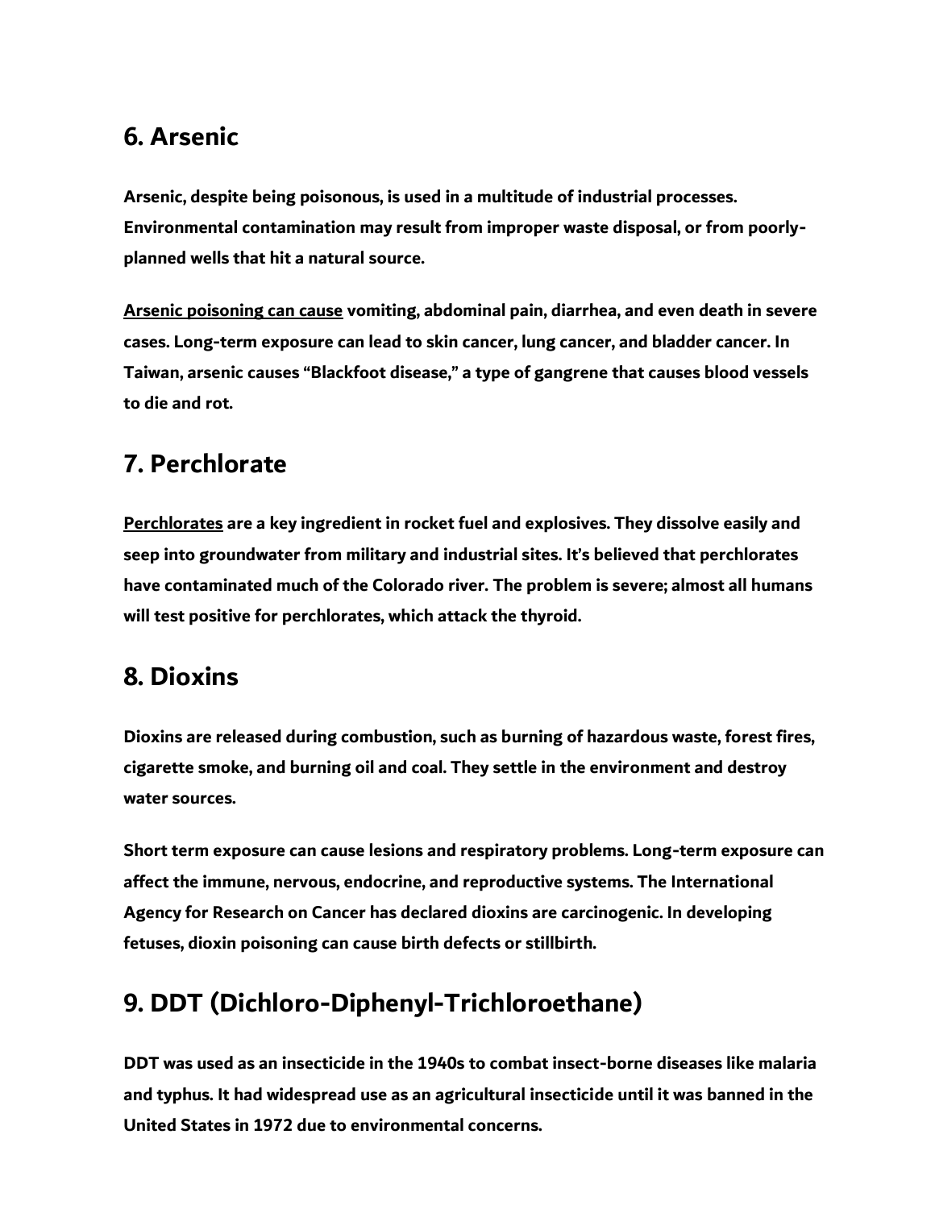## 6. Arsenic

**Arsenic, despite being poisonous, is used in a multitude of industrial processes. Environmental contamination may result from improper waste disposal, or from poorly-planned wells that hit a natural source.**

**Arsenic poisoning can cause vomiting, abdominal pain, diarrhea, and even death in severe cases. Long-term exposure can lead to skin cancer, lung cancer, and bladder cancer. In Taiwan, arsenic causes "Blackfoot disease," a type of gangrene that causes blood vessels to die and rot.**

## 7. Perchlorate

**Perchlorates are a key ingredient in rocket fuel and explosives. They dissolve easily and seep into groundwater from military and industrial sites. It's believed that perchlorates have contaminated much of the Colorado river. The problem is severe; almost all humans will test positive for perchlorates, which attack the thyroid.**

## 8. Dioxins

**Dioxins are released during combustion, such as burning of hazardous waste, forest fires, cigarette smoke, and burning oil and coal. They settle in the environment and destroy water sources.**

**Short term exposure can cause lesions and respiratory problems. Long-term exposure can affect the immune, nervous, endocrine, and reproductive systems. The International Agency for Research on Cancer has declared dioxins are carcinogenic. In developing fetuses, dioxin poisoning can cause birth defects or stillbirth.**

## 9. DDT (Dichloro-Diphenyl-Trichloroethane)

**DDT was used as an insecticide in the 1940s to combat insect-borne diseases like malaria and typhus. It had widespread use as an agricultural insecticide until it was banned in the United States in 1972 due to environmental concerns.**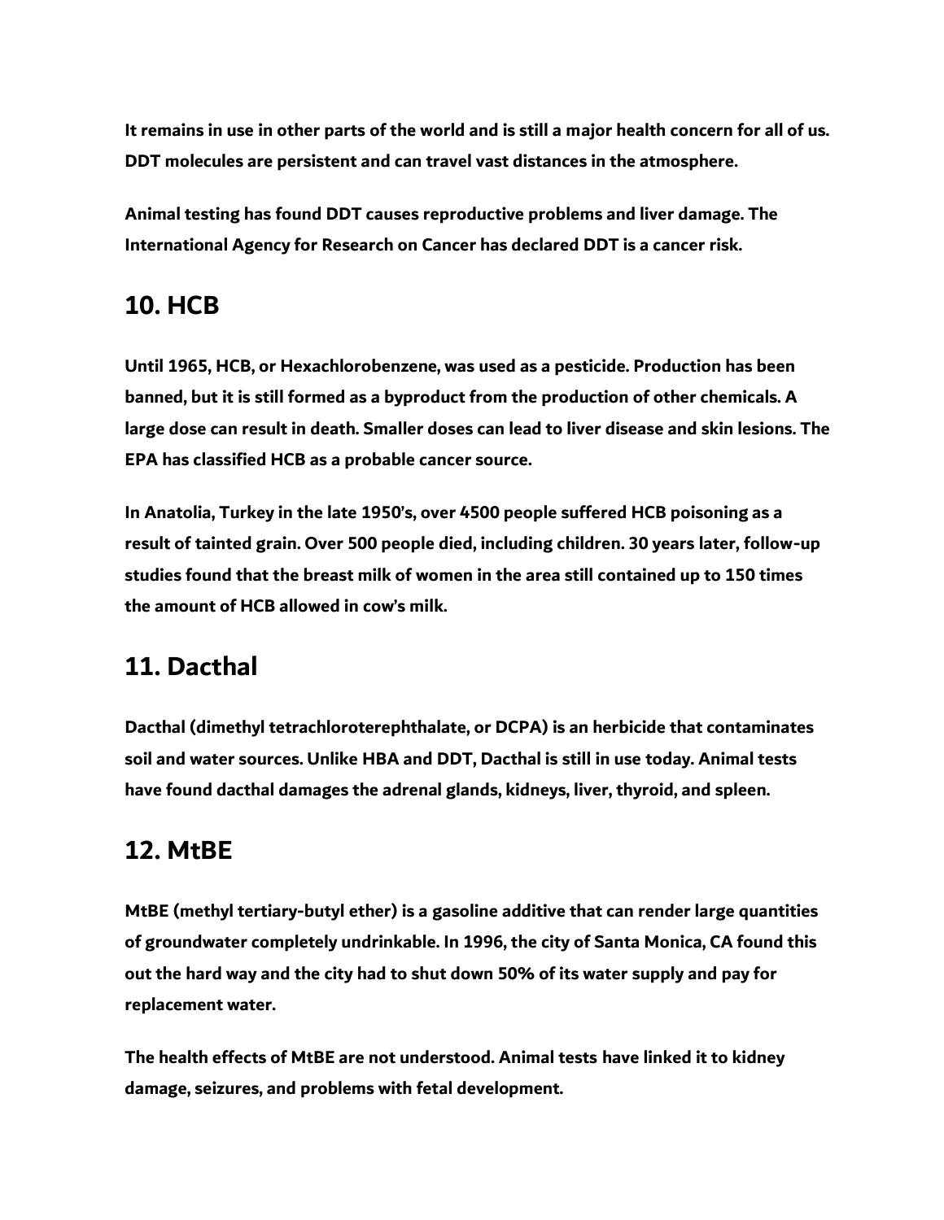It remains in use in other parts of the world and is still a major health concern for all of us. DDT molecules are persistent and can travel vast distances in the atmosphere.

Animal testing has found DDT causes reproductive problems and liver damage. The International Agency for Research on Cancer has declared DDT is a cancer risk.

## 10. HCB

Until 1965, HCB, or Hexachlorobenzene, was used as a pesticide. Production has been banned, but it is still formed as a byproduct from the production of other chemicals. A large dose can result in death. Smaller doses can lead to liver disease and skin lesions. The EPA has classified HCB as a probable cancer source.

In Anatolia, Turkey in the late 1950's, over 4500 people suffered HCB poisoning as a result of tainted grain. Over 500 people died, including children. 30 years later, follow-up studies found that the breast milk of women in the area still contained up to 150 times the amount of HCB allowed in cow's milk.

## 11. Dacthal

Dacthal (dimethyl tetrachloroterephthalate, or DCPA) is an herbicide that contaminates soil and water sources. Unlike HBA and DDT, Dacthal is still in use today. Animal tests have found dacthal damages the adrenal glands, kidneys, liver, thyroid, and spleen.

## 12. MtBE

MtBE (methyl tertiary-butyl ether) is a gasoline additive that can render large quantities of groundwater completely undrinkable. In 1996, the city of Santa Monica, CA found this out the hard way and the city had to shut down 50% of its water supply and pay for replacement water.

The health effects of MtBE are not understood. Animal tests have linked it to kidney damage, seizures, and problems with fetal development.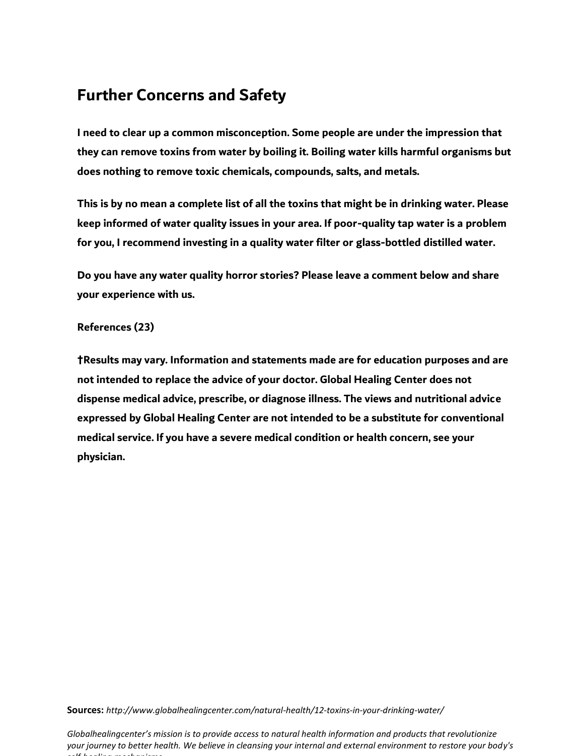## Further Concerns and Safety

**I need to clear up a common misconception. Some people are under the impression that they can remove toxins from water by boiling it. Boiling water kills harmful organisms but does nothing to remove toxic chemicals, compounds, salts, and metals.**

**This is by no mean a complete list of all the toxins that might be in drinking water. Please keep informed of water quality issues in your area. If poor-quality tap water is a problem for you, I recommend investing in a quality water filter or glass-bottled distilled water.**

**Do you have any water quality horror stories? Please leave a comment below and share your experience with us.**

**References (23)**

**†Results may vary. Information and statements made are for education purposes and are not intended to replace the advice of your doctor. Global Healing Center does not dispense medical advice, prescribe, or diagnose illness. The views and nutritional advice expressed by Global Healing Center are not intended to be a substitute for conventional medical service. If you have a severe medical condition or health concern, see your physician.**

**Sources:** *http://www.globalhealingcenter.com/natural-health/12-toxins-in-your-drinking-water/*

*Globalhealingcenter's mission is to provide access to natural health information and products that revolutionize your journey to better health. We believe in cleansing your internal and external environment to restore your body's self-healing mechanisms.*